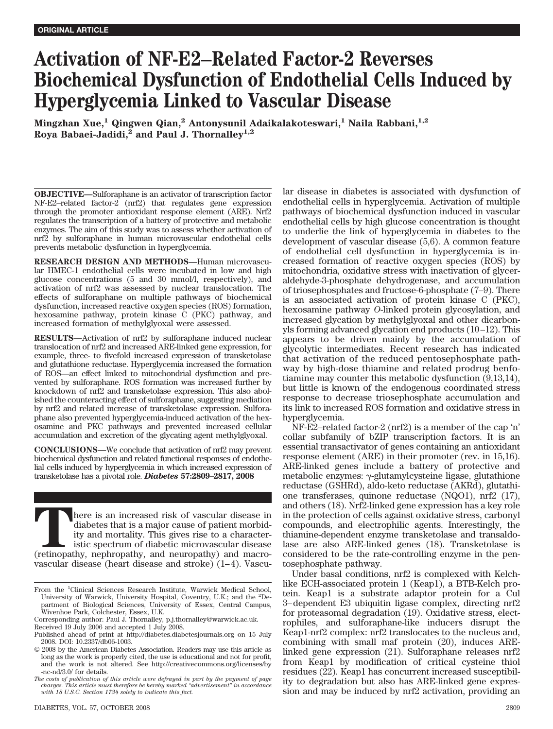ORIGINAL ARTICLE

# Activation of NF-E2–Related Factor-2 Reverses Biochemical Dysfunction of Endothelial Cells Induced by Hyperglycemia Linked to Vascular Disease

**Mingzhan Xue,[1] Qingwen Qian,[2] Antonysunil Adaikalakoteswari,[1] Naila Rabbani,[1,2] Roya Babaei-Jadidi,[2] and Paul J. Thornalley[1,2]**

**OBJECTIVE—**Sulforaphane is an activator of transcription factor NF-E2–related factor-2 (nrf2) that regulates gene expression through the promoter antioxidant response element (ARE). Nrf2 regulates the transcription of a battery of protective and metabolic enzymes. The aim of this study was to assess whether activation of nrf2 by sulforaphane in human microvascular endothelial cells prevents metabolic dysfunction in hyperglycemia.

**RESEARCH DESIGN AND METHODS—**Human microvascular HMEC-1 endothelial cells were incubated in low and high glucose concentrations (5 and 30 mmol/l, respectively), and activation of nrf2 was assessed by nuclear translocation. The effects of sulforaphane on multiple pathways of biochemical dysfunction, increased reactive oxygen species (ROS) formation, hexosamine pathway, protein kinase C (PKC) pathway, and increased formation of methylglyoxal were assessed.

**RESULTS—**Activation of nrf2 by sulforaphane induced nuclear translocation of nrf2 and increased ARE-linked gene expression, for example, three- to fivefold increased expression of transketolase and glutathione reductase. Hyperglycemia increased the formation of ROS—an effect linked to mitochondrial dysfunction and prevented by sulforaphane. ROS formation was increased further by knockdown of nrf2 and transketolase expression. This also abolished the counteracting effect of sulforaphane, suggesting mediation by nrf2 and related increase of transketolase expression. Sulforaphane also prevented hyperglycemia-induced activation of the hexosamine and PKC pathways and prevented increased cellular accumulation and excretion of the glycating agent methylglyoxal.

**CONCLUSIONS—**We conclude that activation of nrf2 may prevent biochemical dysfunction and related functional responses of endothelial cells induced by hyperglycemia in which increased expression of transketolase has a pivotal role. *Diabetes* **57:2809–2817, 2008**

There is an increased risk of vascular disease in diabetes that is a major cause of patient morbidity and mortality. This gives rise to a characteristic spectrum of diabetic microvascular disease (retinopathy, nephropathy, and neuropathy) and macrovascular disease (heart disease and stroke) (1–4). Vascular disease in diabetes is associated with dysfunction of endothelial cells in hyperglycemia. Activation of multiple pathways of biochemical dysfunction induced in vascular endothelial cells by high glucose concentration is thought to underlie the link of hyperglycemia in diabetes to the development of vascular disease (5,6). A common feature of endothelial cell dysfunction in hyperglycemia is increased formation of reactive oxygen species (ROS) by mitochondria, oxidative stress with inactivation of glyceraldehyde-3-phosphate dehydrogenase, and accumulation of triosephosphates and fructose-6-phosphate (7–9). There is an associated activation of protein kinase C (PKC), hexosamine pathway *O*-linked protein glycosylation, and increased glycation by methylglyoxal and other dicarbonyls forming advanced glycation end products (10–12). This appears to be driven mainly by the accumulation of glycolytic intermediates. Recent research has indicated that activation of the reduced pentosephosphate pathway by high-dose thiamine and related prodrug benfotiamine may counter this metabolic dysfunction (9,13,14), but little is known of the endogenous coordinated stress response to decrease triosephosphate accumulation and its link to increased ROS formation and oxidative stress in hyperglycemia.

NF-E2–related factor-2 (nrf2) is a member of the cap 'n' collar subfamily of bZIP transcription factors. It is an essential transactivator of genes containing an antioxidant response element (ARE) in their promoter (rev. in 15,16). ARE-linked genes include a battery of protective and metabolic enzymes: γ-glutamylcysteine ligase, glutathione reductase (GSHRd), aldo-keto reductase (AKRd), glutathione transferases, quinone reductase (NQO1), nrf2 (17), and others (18). Nrf2-linked gene expression has a key role in the protection of cells against oxidative stress, carbonyl compounds, and electrophilic agents. Interestingly, the thiamine-dependent enzyme transketolase and transaldolase are also ARE-linked genes (18). Transketolase is considered to be the rate-controlling enzyme in the pentosephosphate pathway.

Under basal conditions, nrf2 is complexed with Kelch-like ECH-associated protein 1 (Keap1), a BTB-Kelch protein. Keap1 is a substrate adaptor protein for a Cul 3–dependent E3 ubiquitin ligase complex, directing nrf2 for proteasomal degradation (19). Oxidative stress, electrophiles, and sulforaphane-like inducers disrupt the Keap1-nrf2 complex: nrf2 translocates to the nucleus and, combining with small maf protein (20), induces ARE-linked gene expression (21). Sulforaphane releases nrf2 from Keap1 by modification of critical cysteine thiol residues (22). Keap1 has concurrent increased susceptibility to degradation but also has ARE-linked gene expression and may be induced by nrf2 activation, providing an

From the [1]Clinical Sciences Research Institute, Warwick Medical School, University of Warwick, University Hospital, Coventry, U.K.; and the [2]Department of Biological Sciences, University of Essex, Central Campus, Wivenhoe Park, Colchester, Essex, U.K.

Corresponding author: Paul J. Thornalley, p.j.thornalley@warwick.ac.uk.

Received 19 July 2006 and accepted 1 July 2008.

Published ahead of print at http://diabetes.diabetesjournals.org on 15 July 2008. DOI: 10.2337/db06-1003.

© 2008 by the American Diabetes Association. Readers may use this article as long as the work is properly cited, the use is educational and not for profit, and the work is not altered. See http://creativecommons.org/licenses/by-nc-nd/3.0/ for details.

*The costs of publication of this article were defrayed in part by the payment of page charges. This article must therefore be hereby marked "advertisement" in accordance with 18 U.S.C. Section 1734 solely to indicate this fact.*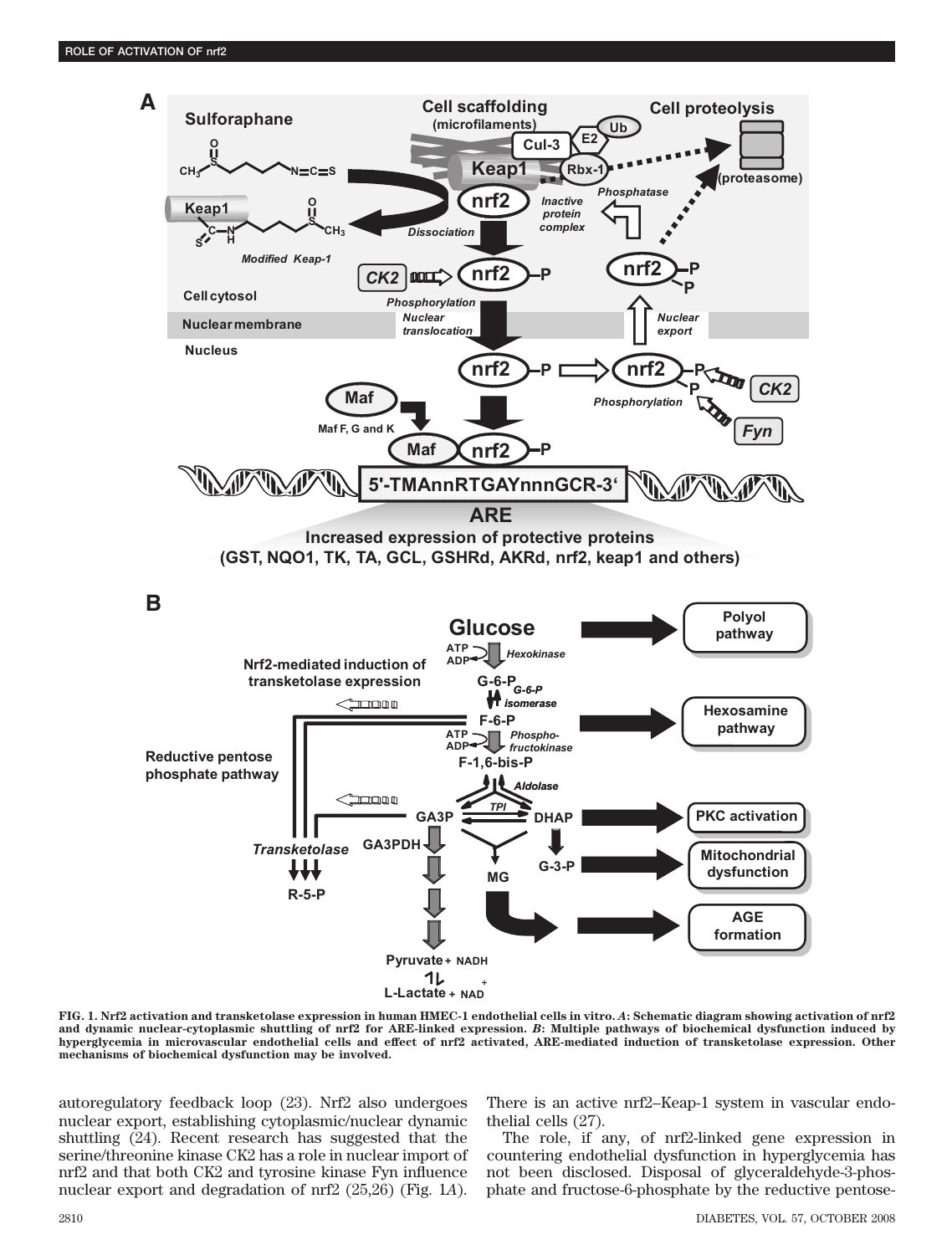FIG. 1. Nrf2 activation and transketolase expression in human HMEC-1 endothelial cells in vitro. *A*: Schematic diagram showing activation of nrf2 and dynamic nuclear-cytoplasmic shuttling of nrf2 for ARE-linked expression. *B*: Multiple pathways of biochemical dysfunction induced by hyperglycemia in microvascular endothelial cells and effect of nrf2 activated, ARE-mediated induction of transketolase expression. Other mechanisms of biochemical dysfunction may be involved.

autoregulatory feedback loop (23). Nrf2 also undergoes nuclear export, establishing cytoplasmic/nuclear dynamic shuttling (24). Recent research has suggested that the serine/threonine kinase CK2 has a role in nuclear import of nrf2 and that both CK2 and tyrosine kinase Fyn influence nuclear export and degradation of nrf2 (25,26) (Fig. 1*A*). There is an active nrf2–Keap-1 system in vascular endothelial cells (27).

The role, if any, of nrf2-linked gene expression in countering endothelial dysfunction in hyperglycemia has not been disclosed. Disposal of glyceraldehyde-3-phosphate and fructose-6-phosphate by the reductive pentose-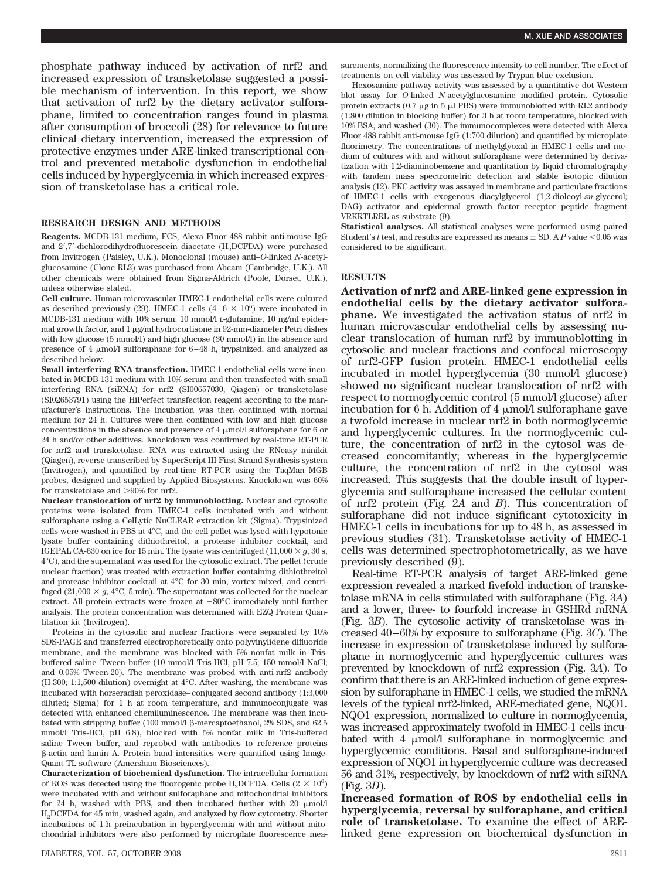phosphate pathway induced by activation of nrf2 and increased expression of transketolase suggested a possible mechanism of intervention. In this report, we show that activation of nrf2 by the dietary activator sulforaphane, limited to concentration ranges found in plasma after consumption of broccoli (28) for relevance to future clinical dietary intervention, increased the expression of protective enzymes under ARE-linked transcriptional control and prevented metabolic dysfunction in endothelial cells induced by hyperglycemia in which increased expression of transketolase has a critical role.

## RESEARCH DESIGN AND METHODS

**Reagents.** MCDB-131 medium, FCS, Alexa Fluor 488 rabbit anti-mouse IgG and 2′,7′-dichlorodihydrofluorescein diacetate ($H_2$DCFDA) were purchased from Invitrogen (Paisley, U.K.). Monoclonal (mouse) anti–*O*-linked *N*-acetylglucosamine (Clone RL2) was purchased from Abcam (Cambridge, U.K.). All other chemicals were obtained from Sigma-Aldrich (Poole, Dorset, U.K.), unless otherwise stated.

**Cell culture.** Human microvascular HMEC-1 endothelial cells were cultured as described previously (29). HMEC-1 cells ($4–6 \times 10^6$) were incubated in MCDB-131 medium with 10% serum, 10 mmol/l L-glutamine, 10 ng/ml epidermal growth factor, and 1 μg/ml hydrocortisone in 92-mm-diameter Petri dishes with low glucose (5 mmol/l) and high glucose (30 mmol/l) in the absence and presence of 4 μmol/l sulforaphane for 6–48 h, trypsinized, and analyzed as described below.

**Small interfering RNA transfection.** HMEC-1 endothelial cells were incubated in MCDB-131 medium with 10% serum and then transfected with small interfering RNA (siRNA) for nrf2 (SI00657030; Qiagen) or transketolase (SI02653791) using the HiPerfect transfection reagent according to the manufacturer's instructions. The incubation was then continued with normal medium for 24 h. Cultures were then continued with low and high glucose concentrations in the absence and presence of 4 μmol/l sulforaphane for 6 or 24 h and/or other additives. Knockdown was confirmed by real-time RT-PCR for nrf2 and transketolase. RNA was extracted using the RNeasy minikit (Qiagen), reverse transcribed by SuperScript III First Strand Synthesis system (Invitrogen), and quantified by real-time RT-PCR using the TaqMan MGB probes, designed and supplied by Applied Biosystems. Knockdown was 60% for transketolase and >90% for nrf2.

**Nuclear translocation of nrf2 by immunoblotting.** Nuclear and cytosolic proteins were isolated from HMEC-1 cells incubated with and without sulforaphane using a CelLytic NuCLEAR extraction kit (Sigma). Trypsinized cells were washed in PBS at 4°C, and the cell pellet was lysed with hypotonic lysate buffer containing dithiothreitol, a protease inhibitor cocktail, and IGEPAL CA-630 on ice for 15 min. The lysate was centrifuged ($11{,}000 \times g$, 30 s, 4°C), and the supernatant was used for the cytosolic extract. The pellet (crude nuclear fraction) was treated with extraction buffer containing dithiothreitol and protease inhibitor cocktail at 4°C for 30 min, vortex mixed, and centrifuged ($21{,}000 \times g$, 4°C, 5 min). The supernatant was collected for the nuclear extract. All protein extracts were frozen at −80°C immediately until further analysis. The protein concentration was determined with EZQ Protein Quantitation kit (Invitrogen).

Proteins in the cytosolic and nuclear fractions were separated by 10% SDS-PAGE and transferred electrophoretically onto polyvinylidene difluoride membrane, and the membrane was blocked with 5% nonfat milk in Tris-buffered saline–Tween buffer (10 mmol/l Tris-HCl, pH 7.5; 150 mmol/l NaCl; and 0.05% Tween-20). The membrane was probed with anti-nrf2 antibody (H-300; 1:1,500 dilution) overnight at 4°C. After washing, the membrane was incubated with horseradish peroxidase–conjugated second antibody (1:3,000 diluted; Sigma) for 1 h at room temperature, and immunoconjugate was detected with enhanced chemiluminescence. The membrane was then incubated with stripping buffer (100 mmol/l β-mercaptoethanol, 2% SDS, and 62.5 mmol/l Tris-HCl, pH 6.8), blocked with 5% nonfat milk in Tris-buffered saline–Tween buffer, and reprobed with antibodies to reference proteins β-actin and lamin A. Protein band intensities were quantified using ImageQuant TL software (Amersham Biosciences).

**Characterization of biochemical dysfunction.** The intracellular formation of ROS was detected using the fluorogenic probe $H_2$DCFDA. Cells ($2 \times 10^6$) were incubated with and without sulforaphane and mitochondrial inhibitors for 24 h, washed with PBS, and then incubated further with 20 μmol/l $H_2$DCFDA for 45 min, washed again, and analyzed by flow cytometry. Shorter incubations of 1-h preincubation in hyperglycemia with and without mitochondrial inhibitors were also performed by microplate fluorescence measurements, normalizing the fluorescence intensity to cell number. The effect of treatments on cell viability was assessed by Trypan blue exclusion.

Hexosamine pathway activity was assessed by a quantitative dot Western blot assay for *O*-linked *N*-acetylglucosamine modified protein. Cytosolic protein extracts (0.7 μg in 5 μl PBS) were immunoblotted with RL2 antibody (1:800 dilution in blocking buffer) for 3 h at room temperature, blocked with 10% BSA, and washed (30). The immunocomplexes were detected with Alexa Fluor 488 rabbit anti-mouse IgG (1:700 dilution) and quantified by microplate fluorimetry. The concentrations of methylglyoxal in HMEC-1 cells and medium of cultures with and without sulforaphane were determined by derivatization with 1,2-diaminobenzene and quantitation by liquid chromatography with tandem mass spectrometric detection and stable isotopic dilution analysis (12). PKC activity was assayed in membrane and particulate fractions of HMEC-1 cells with exogenous diacylglycerol (1,2-dioleoyl-*sn*-glycerol; DAG) activator and epidermal growth factor receptor peptide fragment VRKRTLRRL as substrate (9).

**Statistical analyses.** All statistical analyses were performed using paired Student's *t* test, and results are expressed as means ± SD. A $P$ value <0.05 was considered to be significant.

## RESULTS

**Activation of nrf2 and ARE-linked gene expression in endothelial cells by the dietary activator sulforaphane.** We investigated the activation status of nrf2 in human microvascular endothelial cells by assessing nuclear translocation of human nrf2 by immunoblotting in cytosolic and nuclear fractions and confocal microscopy of nrf2-GFP fusion protein. HMEC-1 endothelial cells incubated in model hyperglycemia (30 mmol/l glucose) showed no significant nuclear translocation of nrf2 with respect to normoglycemic control (5 mmol/l glucose) after incubation for 6 h. Addition of 4 μmol/l sulforaphane gave a twofold increase in nuclear nrf2 in both normoglycemic and hyperglycemic cultures. In the normoglycemic culture, the concentration of nrf2 in the cytosol was decreased concomitantly; whereas in the hyperglycemic culture, the concentration of nrf2 in the cytosol was increased. This suggests that the double insult of hyperglycemia and sulforaphane increased the cellular content of nrf2 protein (Fig. 2*A* and *B*). This concentration of sulforaphane did not induce significant cytotoxicity in HMEC-1 cells in incubations for up to 48 h, as assessed in previous studies (31). Transketolase activity of HMEC-1 cells was determined spectrophotometrically, as we have previously described (9).

Real-time RT-PCR analysis of target ARE-linked gene expression revealed a marked fivefold induction of transketolase mRNA in cells stimulated with sulforaphane (Fig. 3*A*) and a lower, three- to fourfold increase in GSHRd mRNA (Fig. 3*B*). The cytosolic activity of transketolase was increased 40–60% by exposure to sulforaphane (Fig. 3*C*). The increase in expression of transketolase induced by sulforaphane in normoglycemic and hyperglycemic cultures was prevented by knockdown of nrf2 expression (Fig. 3*A*). To confirm that there is an ARE-linked induction of gene expression by sulforaphane in HMEC-1 cells, we studied the mRNA levels of the typical nrf2-linked, ARE-mediated gene, NQO1. NQO1 expression, normalized to culture in normoglycemia, was increased approximately twofold in HMEC-1 cells incubated with 4 μmol/l sulforaphane in normoglycemic and hyperglycemic conditions. Basal and sulforaphane-induced expression of NQO1 in hyperglycemic culture was decreased 56 and 31%, respectively, by knockdown of nrf2 with siRNA (Fig. 3*D*).

**Increased formation of ROS by endothelial cells in hyperglycemia, reversal by sulforaphane, and critical role of transketolase.** To examine the effect of ARE-linked gene expression on biochemical dysfunction in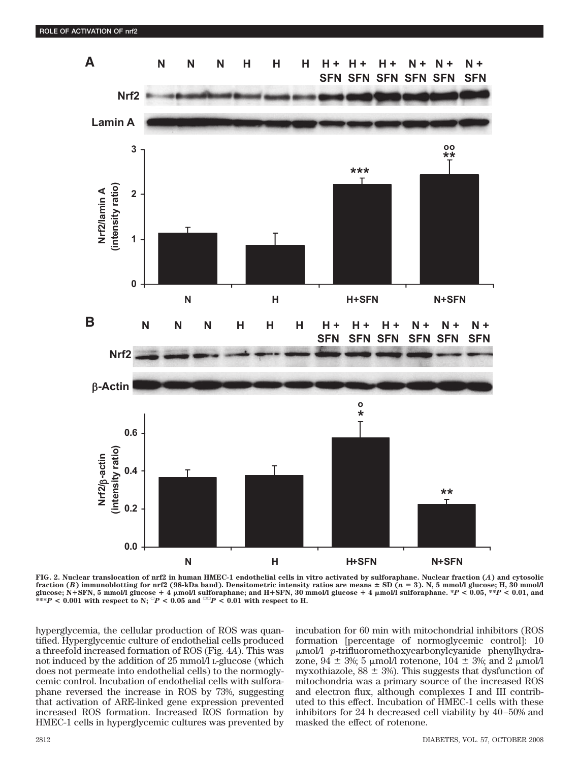**FIG. 2. Nuclear translocation of nrf2 in human HMEC-1 endothelial cells in vitro activated by sulforaphane. Nuclear fraction (*A*) and cytosolic fraction (*B*) immunoblotting for nrf2 (98-kDa band). Densitometric intensity ratios are means ± SD (*n* = 3). N, 5 mmol/l glucose; H, 30 mmol/l glucose; N+SFN, 5 mmol/l glucose + 4 μmol/l sulforaphane; and H+SFN, 30 mmol/l glucose + 4 μmol/l sulforaphane. \**P* < 0.05, \*\**P* < 0.01, and \*\*\**P* < 0.001 with respect to N; °*P* < 0.05 and °°*P* < 0.01 with respect to H.**

hyperglycemia, the cellular production of ROS was quantified. Hyperglycemic culture of endothelial cells produced a threefold increased formation of ROS (Fig. 4*A*). This was not induced by the addition of 25 mmol/l L-glucose (which does not permeate into endothelial cells) to the normoglycemic control. Incubation of endothelial cells with sulforaphane reversed the increase in ROS by 73%, suggesting that activation of ARE-linked gene expression prevented increased ROS formation. Increased ROS formation by HMEC-1 cells in hyperglycemic cultures was prevented by incubation for 60 min with mitochondrial inhibitors (ROS formation [percentage of normoglycemic control]: 10 μmol/l *p*-trifluoromethoxycarbonylcyanide phenylhydrazone, 94 ± 3%; 5 μmol/l rotenone, 104 ± 3%; and 2 μmol/l myxothiazole, 88 ± 3%). This suggests that dysfunction of mitochondria was a primary source of the increased ROS and electron flux, although complexes I and III contributed to this effect. Incubation of HMEC-1 cells with these inhibitors for 24 h decreased cell viability by 40–50% and masked the effect of rotenone.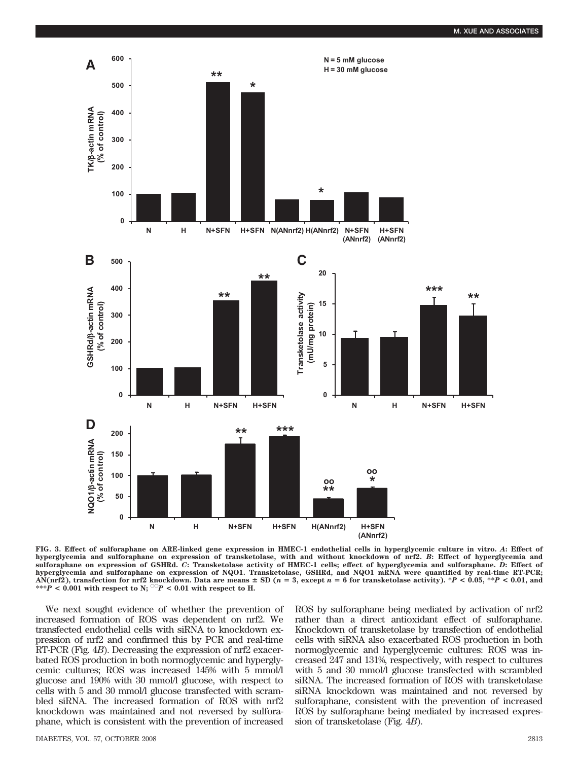FIG. 3. Effect of sulforaphane on ARE-linked gene expression in HMEC-1 endothelial cells in hyperglycemic culture in vitro. *A*: Effect of hyperglycemia and sulforaphane on expression of transketolase, with and without knockdown of nrf2. *B*: Effect of hyperglycemia and sulforaphane on expression of GSHRd. *C*: Transketolase activity of HMEC-1 cells; effect of hyperglycemia and sulforaphane. *D*: Effect of hyperglycemia and sulforaphane on expression of NQO1. Transketolase, GSHRd, and NQO1 mRNA were quantified by real-time RT-PCR; AN(nrf2), transfection for nrf2 knockdown. Data are means ± SD ($n = 3$, except $n = 6$ for transketolase activity). *$P < 0.05$, **$P < 0.01$, and ***$P < 0.001$ with respect to N; °°$P < 0.01$ with respect to H.

We next sought evidence of whether the prevention of increased formation of ROS was dependent on nrf2. We transfected endothelial cells with siRNA to knockdown expression of nrf2 and confirmed this by PCR and real-time RT-PCR (Fig. 4*B*). Decreasing the expression of nrf2 exacerbated ROS production in both normoglycemic and hyperglycemic cultures; ROS was increased 145% with 5 mmol/l glucose and 190% with 30 mmol/l glucose, with respect to cells with 5 and 30 mmol/l glucose transfected with scrambled siRNA. The increased formation of ROS with nrf2 knockdown was maintained and not reversed by sulforaphane, which is consistent with the prevention of increased ROS by sulforaphane being mediated by activation of nrf2 rather than a direct antioxidant effect of sulforaphane. Knockdown of transketolase by transfection of endothelial cells with siRNA also exacerbated ROS production in both normoglycemic and hyperglycemic cultures: ROS was increased 247 and 131%, respectively, with respect to cultures with 5 and 30 mmol/l glucose transfected with scrambled siRNA. The increased formation of ROS with transketolase siRNA knockdown was maintained and not reversed by sulforaphane, consistent with the prevention of increased ROS by sulforaphane being mediated by increased expression of transketolase (Fig. 4*B*).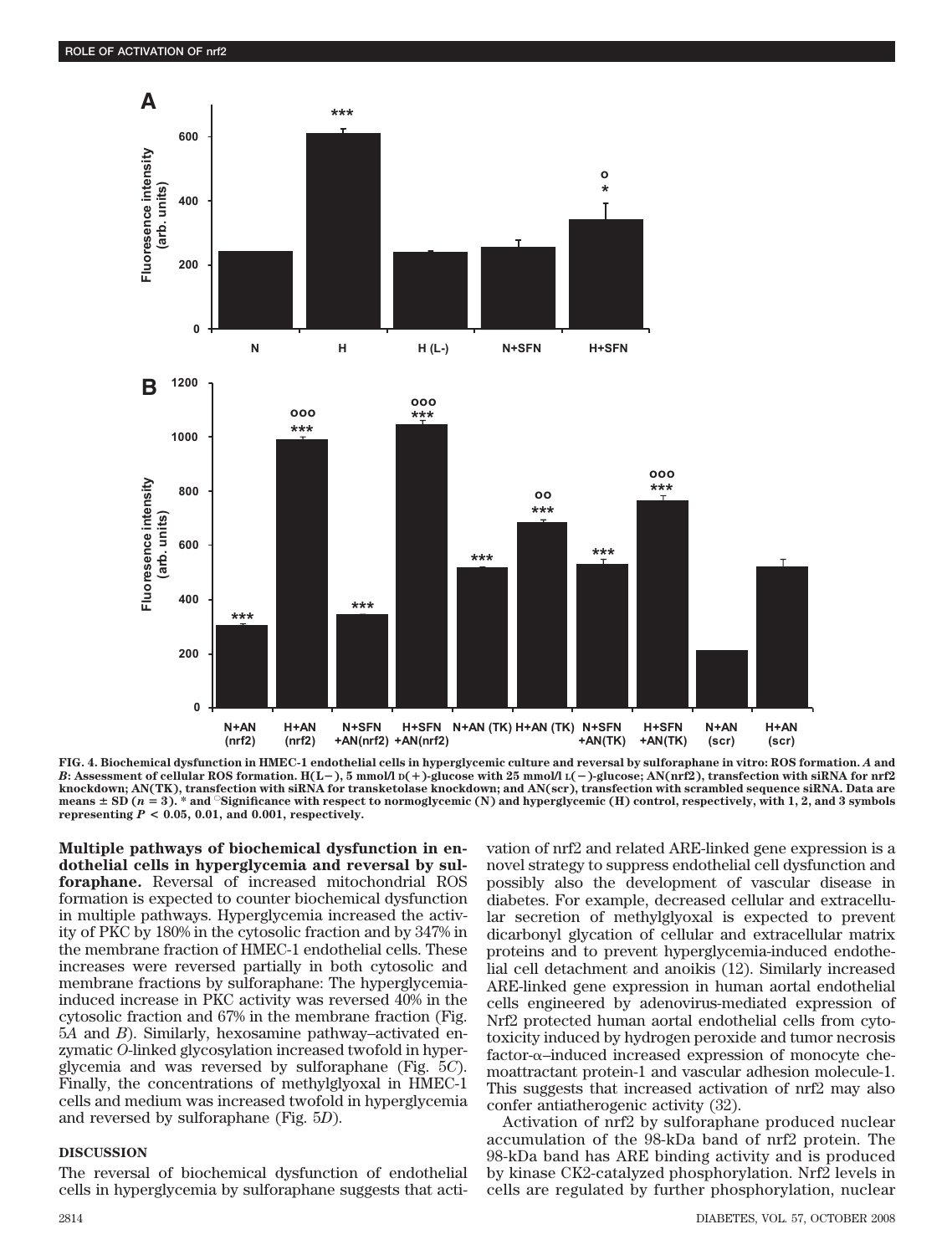FIG. 4. Biochemical dysfunction in HMEC-1 endothelial cells in hyperglycemic culture and reversal by sulforaphane in vitro: ROS formation. *A* and *B*: Assessment of cellular ROS formation. H(L−), 5 mmol/l D(+)-glucose with 25 mmol/l L(−)-glucose; AN(nrf2), transfection with siRNA for nrf2 knockdown; AN(TK), transfection with siRNA for transketolase knockdown; and AN(scr), transfection with scrambled sequence siRNA. Data are means ± SD ($n = 3$). * and °Significance with respect to normoglycemic (N) and hyperglycemic (H) control, respectively, with 1, 2, and 3 symbols representing $P < 0.05$, 0.01, and 0.001, respectively.

**Multiple pathways of biochemical dysfunction in endothelial cells in hyperglycemia and reversal by sulforaphane.** Reversal of increased mitochondrial ROS formation is expected to counter biochemical dysfunction in multiple pathways. Hyperglycemia increased the activity of PKC by 180% in the cytosolic fraction and by 347% in the membrane fraction of HMEC-1 endothelial cells. These increases were reversed partially in both cytosolic and membrane fractions by sulforaphane: The hyperglycemia-induced increase in PKC activity was reversed 40% in the cytosolic fraction and 67% in the membrane fraction (Fig. 5*A* and *B*). Similarly, hexosamine pathway–activated enzymatic *O*-linked glycosylation increased twofold in hyperglycemia and was reversed by sulforaphane (Fig. 5*C*). Finally, the concentrations of methylglyoxal in HMEC-1 cells and medium was increased twofold in hyperglycemia and reversed by sulforaphane (Fig. 5*D*).

## DISCUSSION

The reversal of biochemical dysfunction of endothelial cells in hyperglycemia by sulforaphane suggests that activation of nrf2 and related ARE-linked gene expression is a novel strategy to suppress endothelial cell dysfunction and possibly also the development of vascular disease in diabetes. For example, decreased cellular and extracellular secretion of methylglyoxal is expected to prevent dicarbonyl glycation of cellular and extracellular matrix proteins and to prevent hyperglycemia-induced endothelial cell detachment and anoikis (12). Similarly increased ARE-linked gene expression in human aortal endothelial cells engineered by adenovirus-mediated expression of Nrf2 protected human aortal endothelial cells from cytotoxicity induced by hydrogen peroxide and tumor necrosis factor-α–induced increased expression of monocyte chemoattractant protein-1 and vascular adhesion molecule-1. This suggests that increased activation of nrf2 may also confer antiatherogenic activity (32).

Activation of nrf2 by sulforaphane produced nuclear accumulation of the 98-kDa band of nrf2 protein. The 98-kDa band has ARE binding activity and is produced by kinase CK2-catalyzed phosphorylation. Nrf2 levels in cells are regulated by further phosphorylation, nuclear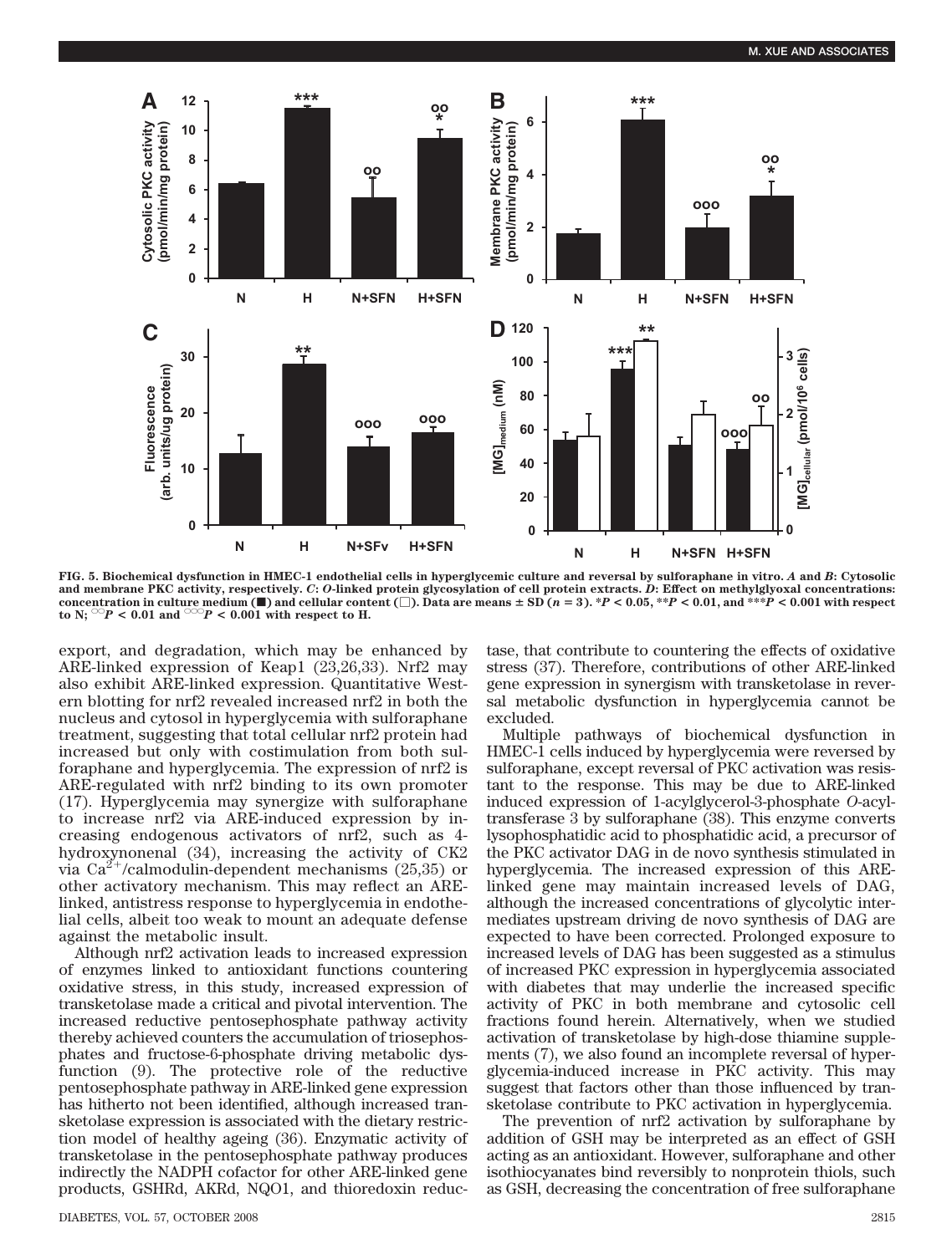FIG. 5. Biochemical dysfunction in HMEC-1 endothelial cells in hyperglycemic culture and reversal by sulforaphane in vitro. *A* and *B*: Cytosolic and membrane PKC activity, respectively. *C*: *O*-linked protein glycosylation of cell protein extracts. *D*: Effect on methylglyoxal concentrations: concentration in culture medium (■) and cellular content (□). Data are means ± SD ($n = 3$). *$P < 0.05$, **$P < 0.01$, and ***$P < 0.001$ with respect to N; °°$P < 0.01$ and °°°$P < 0.001$ with respect to H.

export, and degradation, which may be enhanced by ARE-linked expression of Keap1 (23,26,33). Nrf2 may also exhibit ARE-linked expression. Quantitative Western blotting for nrf2 revealed increased nrf2 in both the nucleus and cytosol in hyperglycemia with sulforaphane treatment, suggesting that total cellular nrf2 protein had increased but only with costimulation from both sulforaphane and hyperglycemia. The expression of nrf2 is ARE-regulated with nrf2 binding to its own promoter (17). Hyperglycemia may synergize with sulforaphane to increase nrf2 via ARE-induced expression by increasing endogenous activators of nrf2, such as 4-hydroxynonenal (34), increasing the activity of CK2 via $Ca^{2+}$/calmodulin-dependent mechanisms (25,35) or other activatory mechanism. This may reflect an ARE-linked, antistress response to hyperglycemia in endothelial cells, albeit too weak to mount an adequate defense against the metabolic insult.

Although nrf2 activation leads to increased expression of enzymes linked to antioxidant functions countering oxidative stress, in this study, increased expression of transketolase made a critical and pivotal intervention. The increased reductive pentosephosphate pathway activity thereby achieved counters the accumulation of triosephosphates and fructose-6-phosphate driving metabolic dysfunction (9). The protective role of the reductive pentosephosphate pathway in ARE-linked gene expression has hitherto not been identified, although increased transketolase expression is associated with the dietary restriction model of healthy ageing (36). Enzymatic activity of transketolase in the pentosephosphate pathway produces indirectly the NADPH cofactor for other ARE-linked gene products, GSHRd, AKRd, NQO1, and thioredoxin reductase, that contribute to countering the effects of oxidative stress (37). Therefore, contributions of other ARE-linked gene expression in synergism with transketolase in reversal metabolic dysfunction in hyperglycemia cannot be excluded.

Multiple pathways of biochemical dysfunction in HMEC-1 cells induced by hyperglycemia were reversed by sulforaphane, except reversal of PKC activation was resistant to the response. This may be due to ARE-linked induced expression of 1-acylglycerol-3-phosphate *O*-acyltransferase 3 by sulforaphane (38). This enzyme converts lysophosphatidic acid to phosphatidic acid, a precursor of the PKC activator DAG in de novo synthesis stimulated in hyperglycemia. The increased expression of this ARE-linked gene may maintain increased levels of DAG, although the increased concentrations of glycolytic intermediates upstream driving de novo synthesis of DAG are expected to have been corrected. Prolonged exposure to increased levels of DAG has been suggested as a stimulus of increased PKC expression in hyperglycemia associated with diabetes that may underlie the increased specific activity of PKC in both membrane and cytosolic cell fractions found herein. Alternatively, when we studied activation of transketolase by high-dose thiamine supplements (7), we also found an incomplete reversal of hyperglycemia-induced increase in PKC activity. This may suggest that factors other than those influenced by transketolase contribute to PKC activation in hyperglycemia.

The prevention of nrf2 activation by sulforaphane by addition of GSH may be interpreted as an effect of GSH acting as an antioxidant. However, sulforaphane and other isothiocyanates bind reversibly to nonprotein thiols, such as GSH, decreasing the concentration of free sulforaphane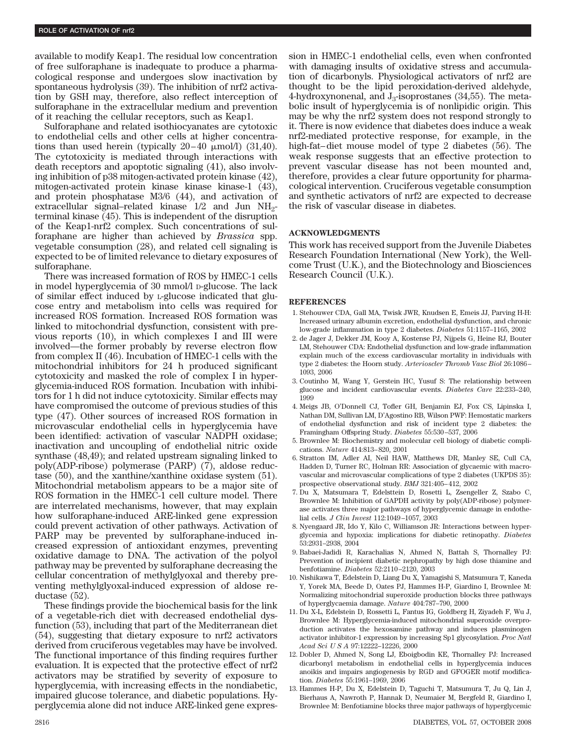available to modify Keap1. The residual low concentration of free sulforaphane is inadequate to produce a pharmacological response and undergoes slow inactivation by spontaneous hydrolysis (39). The inhibition of nrf2 activation by GSH may, therefore, also reflect interception of sulforaphane in the extracellular medium and prevention of it reaching the cellular receptors, such as Keap1.

Sulforaphane and related isothiocyanates are cytotoxic to endothelial cells and other cells at higher concentrations than used herein (typically 20–40 μmol/l) (31,40). The cytotoxicity is mediated through interactions with death receptors and apoptotic signaling (41), also involving inhibition of p38 mitogen-activated protein kinase (42), mitogen-activated protein kinase kinase kinase-1 (43), and protein phosphatase M3/6 (44), and activation of extracellular signal–related kinase 1/2 and Jun $NH_2$-terminal kinase (45). This is independent of the disruption of the Keap1-nrf2 complex. Such concentrations of sulforaphane are higher than achieved by *Brassica* spp. vegetable consumption (28), and related cell signaling is expected to be of limited relevance to dietary exposures of sulforaphane.

There was increased formation of ROS by HMEC-1 cells in model hyperglycemia of 30 mmol/l D-glucose. The lack of similar effect induced by L-glucose indicated that glucose entry and metabolism into cells was required for increased ROS formation. Increased ROS formation was linked to mitochondrial dysfunction, consistent with previous reports (10), in which complexes I and III were involved—the former probably by reverse electron flow from complex II (46). Incubation of HMEC-1 cells with the mitochondrial inhibitors for 24 h produced significant cytotoxicity and masked the role of complex I in hyperglycemia-induced ROS formation. Incubation with inhibitors for 1 h did not induce cytotoxicity. Similar effects may have compromised the outcome of previous studies of this type (47). Other sources of increased ROS formation in microvascular endothelial cells in hyperglycemia have been identified: activation of vascular NADPH oxidase; inactivation and uncoupling of endothelial nitric oxide synthase (48,49); and related upstream signaling linked to poly(ADP-ribose) polymerase (PARP) (7), aldose reductase (50), and the xanthine/xanthine oxidase system (51). Mitochondrial metabolism appears to be a major site of ROS formation in the HMEC-1 cell culture model. There are interrelated mechanisms, however, that may explain how sulforaphane-induced ARE-linked gene expression could prevent activation of other pathways. Activation of PARP may be prevented by sulforaphane-induced increased expression of antioxidant enzymes, preventing oxidative damage to DNA. The activation of the polyol pathway may be prevented by sulforaphane decreasing the cellular concentration of methylglyoxal and thereby preventing methylglyoxal-induced expression of aldose reductase (52).

These findings provide the biochemical basis for the link of a vegetable-rich diet with decreased endothelial dysfunction (53), including that part of the Mediterranean diet (54), suggesting that dietary exposure to nrf2 activators derived from cruciferous vegetables may have been involved. The functional importance of this finding requires further evaluation. It is expected that the protective effect of nrf2 activators may be stratified by severity of exposure to hyperglycemia, with increasing effects in the nondiabetic, impaired glucose tolerance, and diabetic populations. Hyperglycemia alone did not induce ARE-linked gene expression in HMEC-1 endothelial cells, even when confronted with damaging insults of oxidative stress and accumulation of dicarbonyls. Physiological activators of nrf2 are thought to be the lipid peroxidation-derived aldehyde, 4-hydroxynonenal, and $J_3$-isoprostanes (34,55). The metabolic insult of hyperglycemia is of nonlipidic origin. This may be why the nrf2 system does not respond strongly to it. There is now evidence that diabetes does induce a weak nrf2-mediated protective response, for example, in the high-fat–diet mouse model of type 2 diabetes (56). The weak response suggests that an effective protection to prevent vascular disease has not been mounted and, therefore, provides a clear future opportunity for pharmacological intervention. Cruciferous vegetable consumption and synthetic activators of nrf2 are expected to decrease the risk of vascular disease in diabetes.

## ACKNOWLEDGMENTS

This work has received support from the Juvenile Diabetes Research Foundation International (New York), the Wellcome Trust (U.K.), and the Biotechnology and Biosciences Research Council (U.K.).

## REFERENCES

1. Stehouwer CDA, Gall MA, Twisk JWR, Knudsen E, Emeis JJ, Parving H-H: Increased urinary albumin excretion, endothelial dysfunction, and chronic low-grade inflammation in type 2 diabetes. *Diabetes* 51:1157–1165, 2002
2. de Jager J, Dekker JM, Kooy A, Kostense PJ, Nijpels G, Heine RJ, Bouter LM, Stehouwer CDA: Endothelial dysfunction and low-grade inflammation explain much of the excess cardiovascular mortality in individuals with type 2 diabetes: the Hoorn study. *Arterioscler Thromb Vasc Biol* 26:1086–1093, 2006
3. Coutinho M, Wang Y, Gerstein HC, Yusuf S: The relationship between glucose and incident cardiovascular events. *Diabetes Care* 22:233–240, 1999
4. Meigs JB, O'Donnell CJ, Tofler GH, Benjamin EJ, Fox CS, Lipinska I, Nathan DM, Sullivan LM, D'Agostino RB, Wilson PWF: Hemostatic markers of endothelial dysfunction and risk of incident type 2 diabetes: the Framingham Offspring Study. *Diabetes* 55:530–537, 2006
5. Brownlee M: Biochemistry and molecular cell biology of diabetic complications. *Nature* 414:813–820, 2001
6. Stratton IM, Adler AI, Neil HAW, Matthews DR, Manley SE, Cull CA, Hadden D, Turner RC, Holman RR: Association of glycaemic with macrovascular and microvascular complications of type 2 diabetes (UKPDS 35): prospective observational study. *BMJ* 321:405–412, 2002
7. Du X, Matsumara T, Edelsttein D, Rosetti L, Zsengeller Z, Szabo C, Brownlee M: Inhibition of GAPDH activity by poly(ADP-ribose) polymerase activates three major pathways of hyperglycemic damage in endothelial cells. *J Clin Invest* 112:1049–1057, 2003
8. Nyengaard JR, Ido Y, Kilo C, Williamson JR: Interactions between hyperglycemia and hypoxia: implications for diabetic retinopathy. *Diabetes* 53:2931–2938, 2004
9. Babaei-Jadidi R, Karachalias N, Ahmed N, Battah S, Thornalley PJ: Prevention of incipient diabetic nephropathy by high dose thiamine and benfotiamine. *Diabetes* 52:2110–2120, 2003
10. Nishikawa T, Edelstein D, Liang Du X, Yamagishi S, Matsumura T, Kaneda Y, Yorek MA, Beede D, Oates PJ, Hammes H-P, Giardino I, Brownlee M: Normalizing mitochondrial superoxide production blocks three pathways of hyperglycaemia damage. *Nature* 404:787–790, 2000
11. Du X-L, Edelstein D, Rossetti L, Fantus IG, Goldberg H, Ziyadeh F, Wu J, Brownlee M: Hyperglycemia-induced mitochondrial superoxide overproduction activates the hexosamine pathway and induces plasminogen activator inhibitor-1 expression by increasing Sp1 glycosylation. *Proc Natl Acad Sci U S A* 97:12222–12226, 2000
12. Dobler D, Ahmed N, Song LJ, Eboigbodin KE, Thornalley PJ: Increased dicarbonyl metabolism in endothelial cells in hyperglycemia induces anoikis and impairs angiogenesis by RGD and GFOGER motif modification. *Diabetes* 55:1961–1969, 2006
13. Hammes H-P, Du X, Edelstein D, Taguchi T, Matsumura T, Ju Q, Lin J, Bierhaus A, Nawroth P, Hannak D, Neumaier M, Bergfeld R, Giardino I, Brownlee M: Benfotiamine blocks three major pathways of hyperglycemic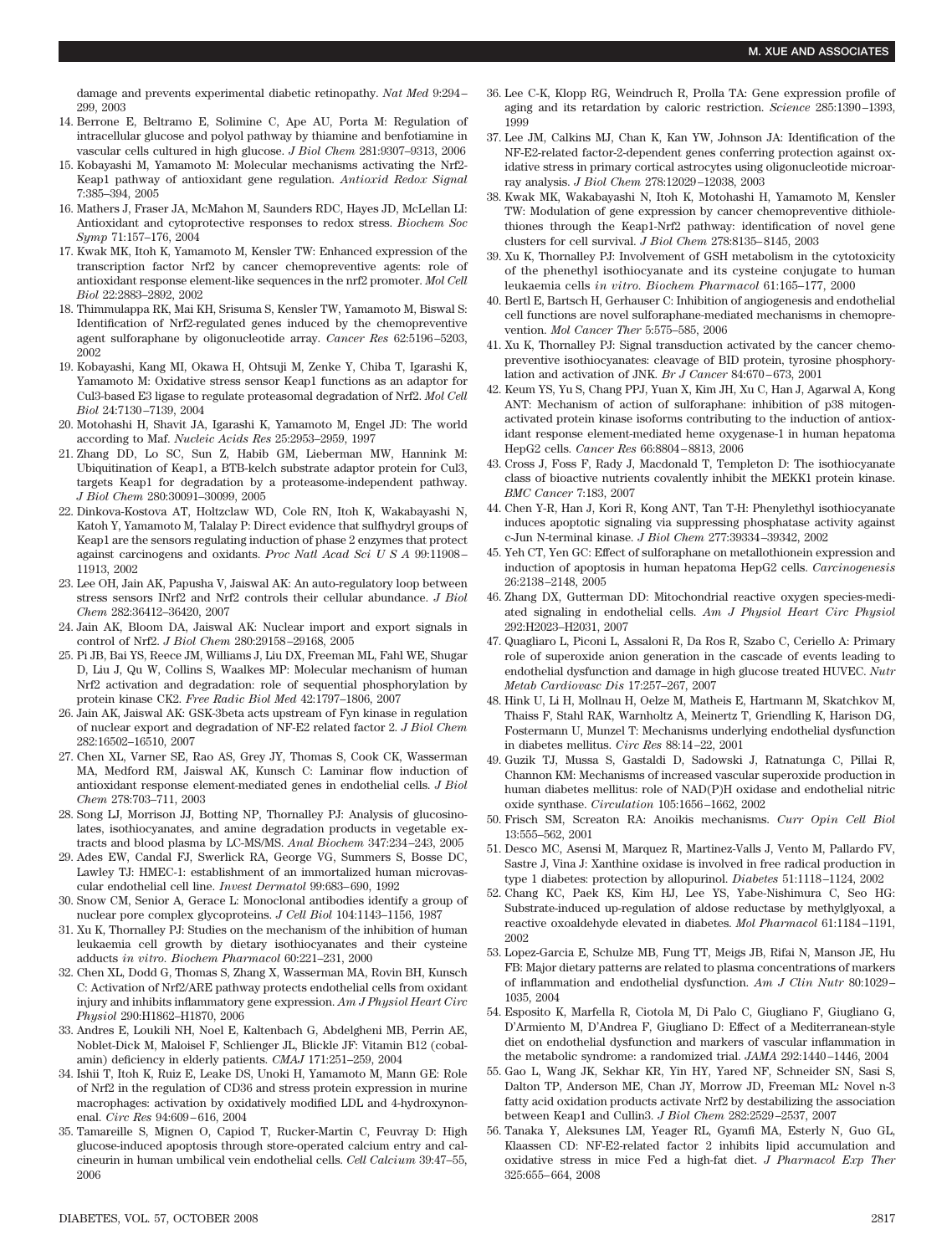damage and prevents experimental diabetic retinopathy. *Nat Med* 9:294–299, 2003

14. Berrone E, Beltramo E, Solimine C, Ape AU, Porta M: Regulation of intracellular glucose and polyol pathway by thiamine and benfotiamine in vascular cells cultured in high glucose. *J Biol Chem* 281:9307–9313, 2006
15. Kobayashi M, Yamamoto M: Molecular mechanisms activating the Nrf2-Keap1 pathway of antioxidant gene regulation. *Antioxid Redox Signal* 7:385–394, 2005
16. Mathers J, Fraser JA, McMahon M, Saunders RDC, Hayes JD, McLellan LI: Antioxidant and cytoprotective responses to redox stress. *Biochem Soc Symp* 71:157–176, 2004
17. Kwak MK, Itoh K, Yamamoto M, Kensler TW: Enhanced expression of the transcription factor Nrf2 by cancer chemopreventive agents: role of antioxidant response element-like sequences in the nrf2 promoter. *Mol Cell Biol* 22:2883–2892, 2002
18. Thimmulappa RK, Mai KH, Srisuma S, Kensler TW, Yamamoto M, Biswal S: Identification of Nrf2-regulated genes induced by the chemopreventive agent sulforaphane by oligonucleotide array. *Cancer Res* 62:5196–5203, 2002
19. Kobayashi A, Kang MI, Okawa H, Ohtsuji M, Zenke Y, Chiba T, Igarashi K, Yamamoto M: Oxidative stress sensor Keap1 functions as an adaptor for Cul3-based E3 ligase to regulate proteasomal degradation of Nrf2. *Mol Cell Biol* 24:7130–7139, 2004
20. Motohashi H, Shavit JA, Igarashi K, Yamamoto M, Engel JD: The world according to Maf. *Nucleic Acids Res* 25:2953–2959, 1997
21. Zhang DD, Lo SC, Sun Z, Habib GM, Lieberman MW, Hannink M: Ubiquitination of Keap1, a BTB-kelch substrate adaptor protein for Cul3, targets Keap1 for degradation by a proteasome-independent pathway. *J Biol Chem* 280:30091–30099, 2005
22. Dinkova-Kostova AT, Holtzclaw WD, Cole RN, Itoh K, Wakabayashi N, Katoh Y, Yamamoto M, Talalay P: Direct evidence that sulfhydryl groups of Keap1 are the sensors regulating induction of phase 2 enzymes that protect against carcinogens and oxidants. *Proc Natl Acad Sci U S A* 99:11908–11913, 2002
23. Lee OH, Jain AK, Papusha V, Jaiswal AK: An auto-regulatory loop between stress sensors INrf2 and Nrf2 controls their cellular abundance. *J Biol Chem* 282:36412–36420, 2007
24. Jain AK, Bloom DA, Jaiswal AK: Nuclear import and export signals in control of Nrf2. *J Biol Chem* 280:29158–29168, 2005
25. Pi JB, Bai YS, Reece JM, Williams J, Liu DX, Freeman ML, Fahl WE, Shugar D, Liu J, Qu W, Collins S, Waalkes MP: Molecular mechanism of human Nrf2 activation and degradation: role of sequential phosphorylation by protein kinase CK2. *Free Radic Biol Med* 42:1797–1806, 2007
26. Jain AK, Jaiswal AK: GSK-3beta acts upstream of Fyn kinase in regulation of nuclear export and degradation of NF-E2 related factor 2. *J Biol Chem* 282:16502–16510, 2007
27. Chen XL, Varner SE, Rao AS, Grey JY, Thomas S, Cook CK, Wasserman MA, Medford RM, Jaiswal AK, Kunsch C: Laminar flow induction of antioxidant response element-mediated genes in endothelial cells. *J Biol Chem* 278:703–711, 2003
28. Song LJ, Morrison JJ, Botting NP, Thornalley PJ: Analysis of glucosinolates, isothiocyanates, and amine degradation products in vegetable extracts and blood plasma by LC-MS/MS. *Anal Biochem* 347:234–243, 2005
29. Ades EW, Candal FJ, Swerlick RA, George VG, Summers S, Bosse DC, Lawley TJ: HMEC-1: establishment of an immortalized human microvascular endothelial cell line. *Invest Dermatol* 99:683–690, 1992
30. Snow CM, Senior A, Gerace L: Monoclonal antibodies identify a group of nuclear pore complex glycoproteins. *J Cell Biol* 104:1143–1156, 1987
31. Xu K, Thornalley PJ: Studies on the mechanism of the inhibition of human leukaemia cell growth by dietary isothiocyanates and their cysteine adducts *in vitro*. *Biochem Pharmacol* 60:221–231, 2000
32. Chen XL, Dodd G, Thomas S, Zhang X, Wasserman MA, Rovin BH, Kunsch C: Activation of Nrf2/ARE pathway protects endothelial cells from oxidant injury and inhibits inflammatory gene expression. *Am J Physiol Heart Circ Physiol* 290:H1862–H1870, 2006
33. Andres E, Loukili NH, Noel E, Kaltenbach G, Abdelgheni MB, Perrin AE, Noblet-Dick M, Maloisel F, Schlienger JL, Blickle JF: Vitamin B12 (cobalamin) deficiency in elderly patients. *CMAJ* 171:251–259, 2004
34. Ishii T, Itoh K, Ruiz E, Leake DS, Unoki H, Yamamoto M, Mann GE: Role of Nrf2 in the regulation of CD36 and stress protein expression in murine macrophages: activation by oxidatively modified LDL and 4-hydroxynonenal. *Circ Res* 94:609–616, 2004
35. Tamareille S, Mignen O, Capiod T, Rucker-Martin C, Feuvray D: High glucose-induced apoptosis through store-operated calcium entry and calcineurin in human umbilical vein endothelial cells. *Cell Calcium* 39:47–55, 2006
36. Lee C-K, Klopp RG, Weindruch R, Prolla TA: Gene expression profile of aging and its retardation by caloric restriction. *Science* 285:1390–1393, 1999
37. Lee JM, Calkins MJ, Chan K, Kan YW, Johnson JA: Identification of the NF-E2-related factor-2-dependent genes conferring protection against oxidative stress in primary cortical astrocytes using oligonucleotide microarray analysis. *J Biol Chem* 278:12029–12038, 2003
38. Kwak MK, Wakabayashi N, Itoh K, Motohashi H, Yamamoto M, Kensler TW: Modulation of gene expression by cancer chemopreventive dithiolethiones through the Keap1-Nrf2 pathway: identification of novel gene clusters for cell survival. *J Biol Chem* 278:8135–8145, 2003
39. Xu K, Thornalley PJ: Involvement of GSH metabolism in the cytotoxicity of the phenethyl isothiocyanate and its cysteine conjugate to human leukaemia cells *in vitro*. *Biochem Pharmacol* 61:165–177, 2000
40. Bertl E, Bartsch H, Gerhauser C: Inhibition of angiogenesis and endothelial cell functions are novel sulforaphane-mediated mechanisms in chemoprevention. *Mol Cancer Ther* 5:575–585, 2006
41. Xu K, Thornalley PJ: Signal transduction activated by the cancer chemopreventive isothiocyanates: cleavage of BID protein, tyrosine phosphorylation and activation of JNK. *Br J Cancer* 84:670–673, 2001
42. Keum YS, Yu S, Chang PPJ, Yuan X, Kim JH, Xu C, Han J, Agarwal A, Kong ANT: Mechanism of action of sulforaphane: inhibition of p38 mitogen-activated protein kinase isoforms contributing to the induction of antioxidant response element-mediated heme oxygenase-1 in human hepatoma HepG2 cells. *Cancer Res* 66:8804–8813, 2006
43. Cross J, Foss F, Rady J, Macdonald T, Templeton D: The isothiocyanate class of bioactive nutrients covalently inhibit the MEKK1 protein kinase. *BMC Cancer* 7:183, 2007
44. Chen Y-R, Han J, Kori R, Kong ANT, Tan T-H: Phenylethyl isothiocyanate induces apoptotic signaling via suppressing phosphatase activity against c-Jun N-terminal kinase. *J Biol Chem* 277:39334–39342, 2002
45. Yeh CT, Yen GC: Effect of sulforaphane on metallothionein expression and induction of apoptosis in human hepatoma HepG2 cells. *Carcinogenesis* 26:2138–2148, 2005
46. Zhang DX, Gutterman DD: Mitochondrial reactive oxygen species-mediated signaling in endothelial cells. *Am J Physiol Heart Circ Physiol* 292:H2023–H2031, 2007
47. Quagliaro L, Piconi L, Assaloni R, Da Ros R, Szabo C, Ceriello A: Primary role of superoxide anion generation in the cascade of events leading to endothelial dysfunction and damage in high glucose treated HUVEC. *Nutr Metab Cardiovasc Dis* 17:257–267, 2007
48. Hink U, Li H, Mollnau H, Oelze M, Matheis E, Hartmann M, Skatchkov M, Thaiss F, Stahl RAK, Warnholtz A, Meinertz T, Griendling K, Harison DG, Fostermann U, Munzel T: Mechanisms underlying endothelial dysfunction in diabetes mellitus. *Circ Res* 88:14–22, 2001
49. Guzik TJ, Mussa S, Gastaldi D, Sadowski J, Ratnatunga C, Pillai R, Channon KM: Mechanisms of increased vascular superoxide production in human diabetes mellitus: role of NAD(P)H oxidase and endothelial nitric oxide synthase. *Circulation* 105:1656–1662, 2002
50. Frisch SM, Screaton RA: Anoikis mechanisms. *Curr Opin Cell Biol* 13:555–562, 2001
51. Desco MC, Asensi M, Marquez R, Martinez-Valls J, Vento M, Pallardo FV, Sastre J, Vina J: Xanthine oxidase is involved in free radical production in type 1 diabetes: protection by allopurinol. *Diabetes* 51:1118–1124, 2002
52. Chang KC, Paek KS, Kim HJ, Lee YS, Yabe-Nishimura C, Seo HG: Substrate-induced up-regulation of aldose reductase by methylglyoxal, a reactive oxoaldehyde elevated in diabetes. *Mol Pharmacol* 61:1184–1191, 2002
53. Lopez-Garcia E, Schulze MB, Fung TT, Meigs JB, Rifai N, Manson JE, Hu FB: Major dietary patterns are related to plasma concentrations of markers of inflammation and endothelial dysfunction. *Am J Clin Nutr* 80:1029–1035, 2004
54. Esposito K, Marfella R, Ciotola M, Di Palo C, Giugliano F, Giugliano G, D'Armiento M, D'Andrea F, Giugliano D: Effect of a Mediterranean-style diet on endothelial dysfunction and markers of vascular inflammation in the metabolic syndrome: a randomized trial. *JAMA* 292:1440–1446, 2004
55. Gao L, Wang JK, Sekhar KR, Yin HY, Yared NF, Schneider SN, Sasi S, Dalton TP, Anderson ME, Chan JY, Morrow JD, Freeman ML: Novel n-3 fatty acid oxidation products activate Nrf2 by destabilizing the association between Keap1 and Cullin3. *J Biol Chem* 282:2529–2537, 2007
56. Tanaka Y, Aleksunes LM, Yeager RL, Gyamfi MA, Esterly N, Guo GL, Klaassen CD: NF-E2-related factor 2 inhibits lipid accumulation and oxidative stress in mice Fed a high-fat diet. *J Pharmacol Exp Ther* 325:655–664, 2008